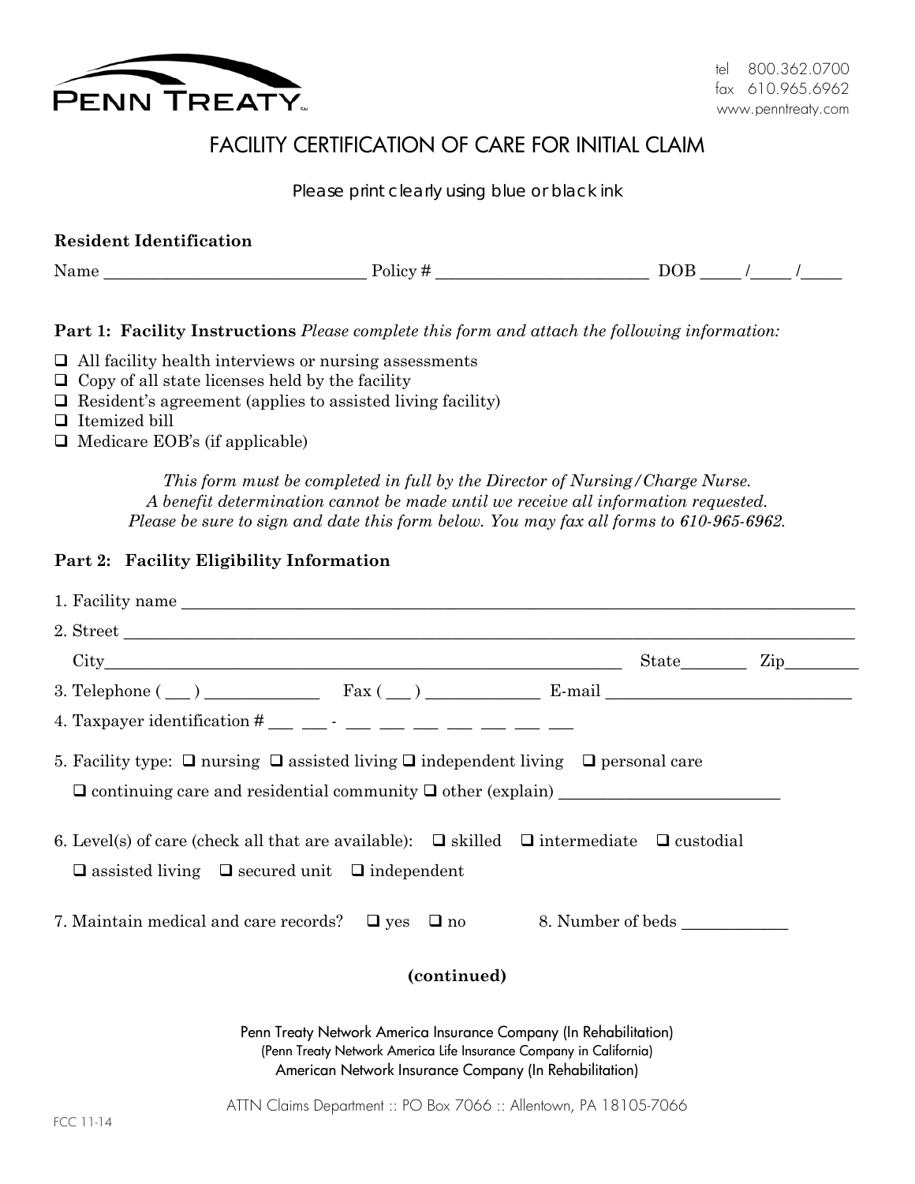PENN TREATY

tel 800.362.0700
fax 610.965.6962
www.penntreaty.com

# FACILITY CERTIFICATION OF CARE FOR INITIAL CLAIM

Please print clearly using blue or black ink

**Resident Identification**

Name ______________________________ Policy # ________________________ DOB ____ /____ /____

**Part 1: Facility Instructions** *Please complete this form and attach the following information:*

- ☐ All facility health interviews or nursing assessments
- ☐ Copy of all state licenses held by the facility
- ☐ Resident's agreement (applies to assisted living facility)
- ☐ Itemized bill
- ☐ Medicare EOB's (if applicable)

*This form must be completed in full by the Director of Nursing/Charge Nurse.*
*A benefit determination cannot be made until we receive all information requested.*
*Please be sure to sign and date this form below. You may fax all forms to **610-965-6962**.*

**Part 2: Facility Eligibility Information**

1. Facility name ______________________________________________________________________________

2. Street ______________________________________________________________________________

   City____________________________________________________ State_______ Zip________

3. Telephone ( ___ ) ____________ Fax ( ___ ) ____________ E-mail ___________________________

4. Taxpayer identification # ___ ___ - ___ ___ ___ ___ ___ ___ ___

5. Facility type: ☐ nursing ☐ assisted living ☐ independent living ☐ personal care

   ☐ continuing care and residential community ☐ other (explain) ________________________

6. Level(s) of care (check all that are available): ☐ skilled ☐ intermediate ☐ custodial

   ☐ assisted living ☐ secured unit ☐ independent

7. Maintain medical and care records? ☐ yes ☐ no     8. Number of beds ___________

**(continued)**

Penn Treaty Network America Insurance Company (In Rehabilitation)
(Penn Treaty Network America Life Insurance Company in California)
American Network Insurance Company (In Rehabilitation)

ATTN Claims Department :: PO Box 7066 :: Allentown, PA 18105-7066

FCC 11-14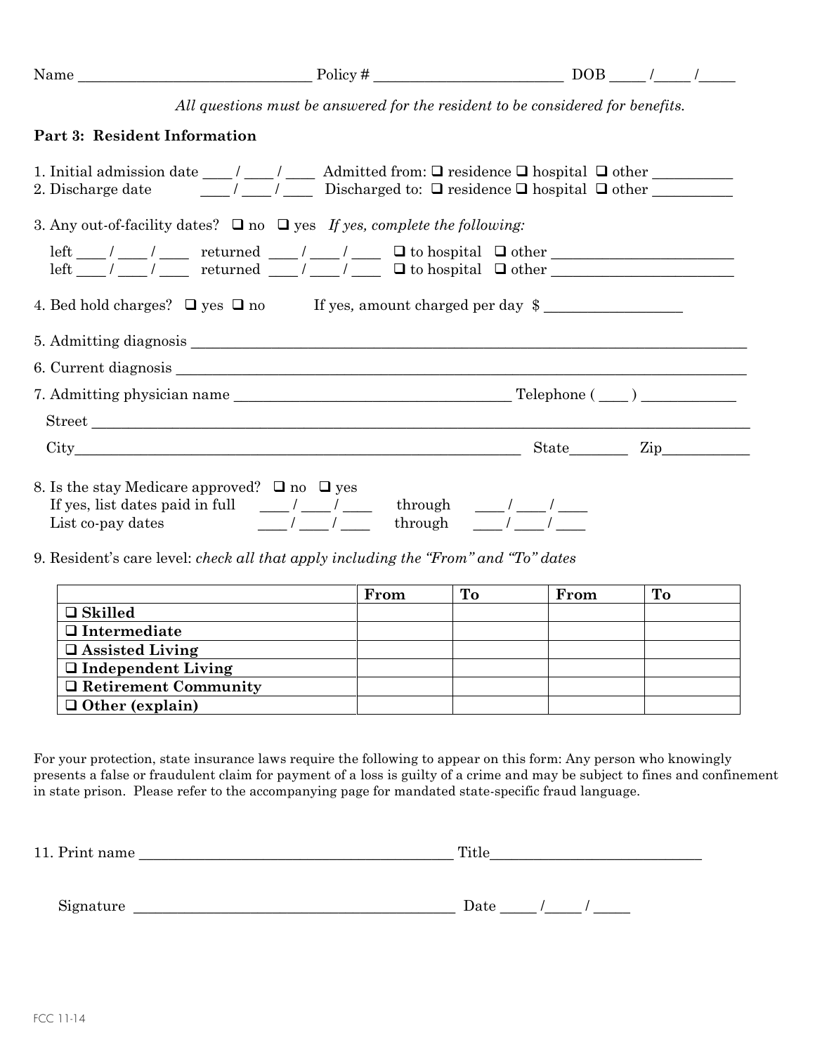Name ________________________________ Policy # __________________________ DOB _____ /_____ /_____

*All questions must be answered for the resident to be considered for benefits.*

**Part 3: Resident Information**

1. Initial admission date ____ / ____ / ____ Admitted from: ❑ residence ❑ hospital ❑ other ___________
2. Discharge date ____ / ____ / ____ Discharged to: ❑ residence ❑ hospital ❑ other ___________

3. Any out-of-facility dates? ❑ no ❑ yes *If yes, complete the following:*

   left ____ / ____ / ____ returned ____ / ____ / ____ ❑ to hospital ❑ other ________________________
   left ____ / ____ / ____ returned ____ / ____ / ____ ❑ to hospital ❑ other ________________________

4. Bed hold charges? ❑ yes ❑ no If yes, amount charged per day $ __________________

5. Admitting diagnosis ________________________________________________________________________________

6. Current diagnosis ________________________________________________________________________________

7. Admitting physician name ______________________________________ Telephone ( ____ ) ____________

   Street ______________________________________________________________________________________

   City____________________________________________________________ State________ Zip___________

8. Is the stay Medicare approved? ❑ no ❑ yes
   If yes, list dates paid in full ____ / ____ / ____ through ____ / ____ / ____
   List co-pay dates ____ / ____ / ____ through ____ / ____ / ____

9. Resident's care level: *check all that apply including the "From" and "To" dates*

| | From | To | From | To |
|---|---|---|---|---|
| ❑ **Skilled** | | | | |
| ❑ **Intermediate** | | | | |
| ❑ **Assisted Living** | | | | |
| ❑ **Independent Living** | | | | |
| ❑ **Retirement Community** | | | | |
| ❑ **Other (explain)** | | | | |

For your protection, state insurance laws require the following to appear on this form: Any person who knowingly presents a false or fraudulent claim for payment of a loss is guilty of a crime and may be subject to fines and confinement in state prison. Please refer to the accompanying page for mandated state-specific fraud language.

11. Print name ___________________________________________ Title____________________________

    Signature ____________________________________________ Date _____ /_____ / _____

FCC 11-14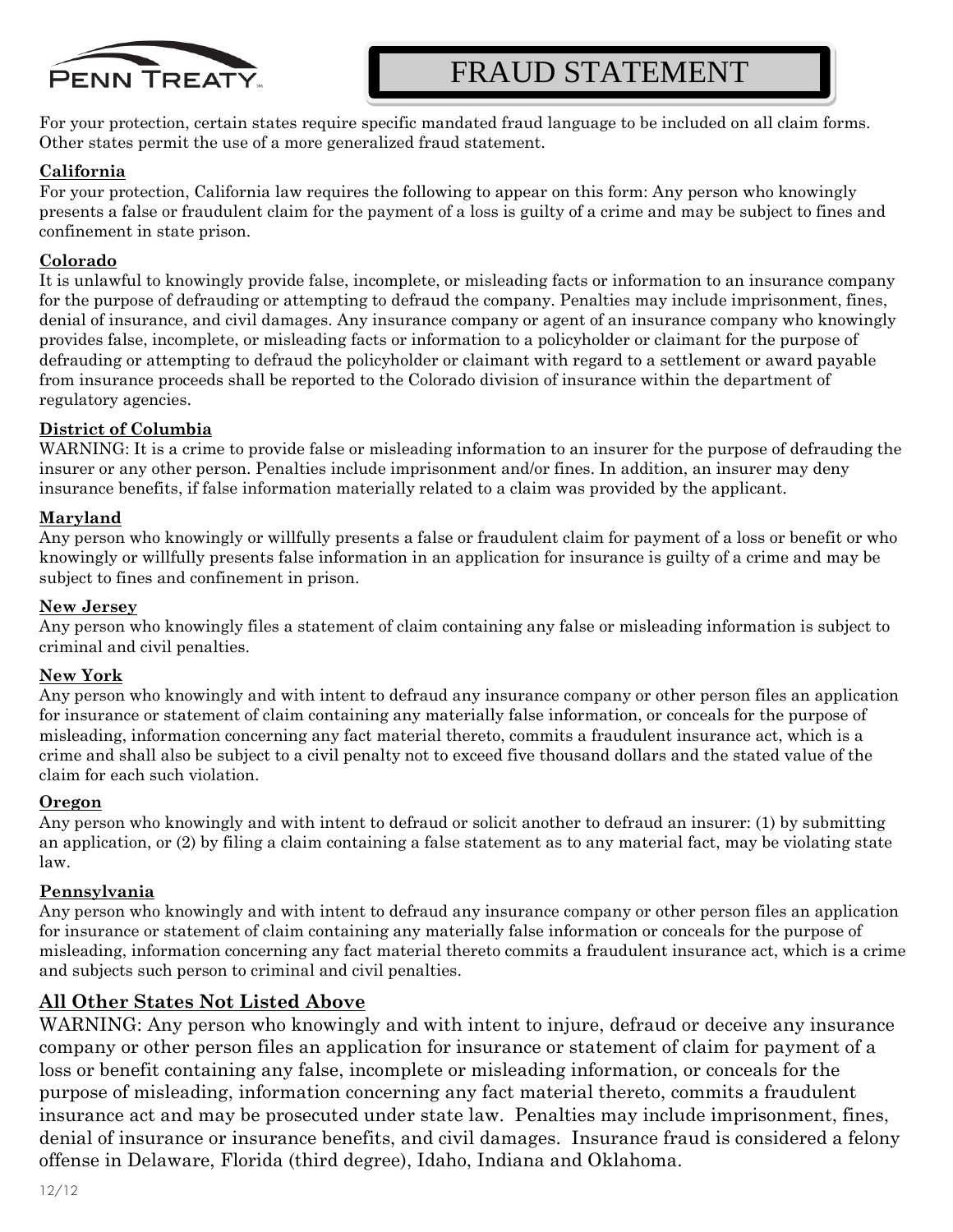PENN TREATY

# FRAUD STATEMENT

For your protection, certain states require specific mandated fraud language to be included on all claim forms. Other states permit the use of a more generalized fraud statement.

**California**

For your protection, California law requires the following to appear on this form: Any person who knowingly presents a false or fraudulent claim for the payment of a loss is guilty of a crime and may be subject to fines and confinement in state prison.

**Colorado**

It is unlawful to knowingly provide false, incomplete, or misleading facts or information to an insurance company for the purpose of defrauding or attempting to defraud the company. Penalties may include imprisonment, fines, denial of insurance, and civil damages. Any insurance company or agent of an insurance company who knowingly provides false, incomplete, or misleading facts or information to a policyholder or claimant for the purpose of defrauding or attempting to defraud the policyholder or claimant with regard to a settlement or award payable from insurance proceeds shall be reported to the Colorado division of insurance within the department of regulatory agencies.

**District of Columbia**

WARNING: It is a crime to provide false or misleading information to an insurer for the purpose of defrauding the insurer or any other person. Penalties include imprisonment and/or fines. In addition, an insurer may deny insurance benefits, if false information materially related to a claim was provided by the applicant.

**Maryland**

Any person who knowingly or willfully presents a false or fraudulent claim for payment of a loss or benefit or who knowingly or willfully presents false information in an application for insurance is guilty of a crime and may be subject to fines and confinement in prison.

**New Jersey**

Any person who knowingly files a statement of claim containing any false or misleading information is subject to criminal and civil penalties.

**New York**

Any person who knowingly and with intent to defraud any insurance company or other person files an application for insurance or statement of claim containing any materially false information, or conceals for the purpose of misleading, information concerning any fact material thereto, commits a fraudulent insurance act, which is a crime and shall also be subject to a civil penalty not to exceed five thousand dollars and the stated value of the claim for each such violation.

**Oregon**

Any person who knowingly and with intent to defraud or solicit another to defraud an insurer: (1) by submitting an application, or (2) by filing a claim containing a false statement as to any material fact, may be violating state law.

**Pennsylvania**

Any person who knowingly and with intent to defraud any insurance company or other person files an application for insurance or statement of claim containing any materially false information or conceals for the purpose of misleading, information concerning any fact material thereto commits a fraudulent insurance act, which is a crime and subjects such person to criminal and civil penalties.

## All Other States Not Listed Above

WARNING: Any person who knowingly and with intent to injure, defraud or deceive any insurance company or other person files an application for insurance or statement of claim for payment of a loss or benefit containing any false, incomplete or misleading information, or conceals for the purpose of misleading, information concerning any fact material thereto, commits a fraudulent insurance act and may be prosecuted under state law. Penalties may include imprisonment, fines, denial of insurance or insurance benefits, and civil damages. Insurance fraud is considered a felony offense in Delaware, Florida (third degree), Idaho, Indiana and Oklahoma.

12/12